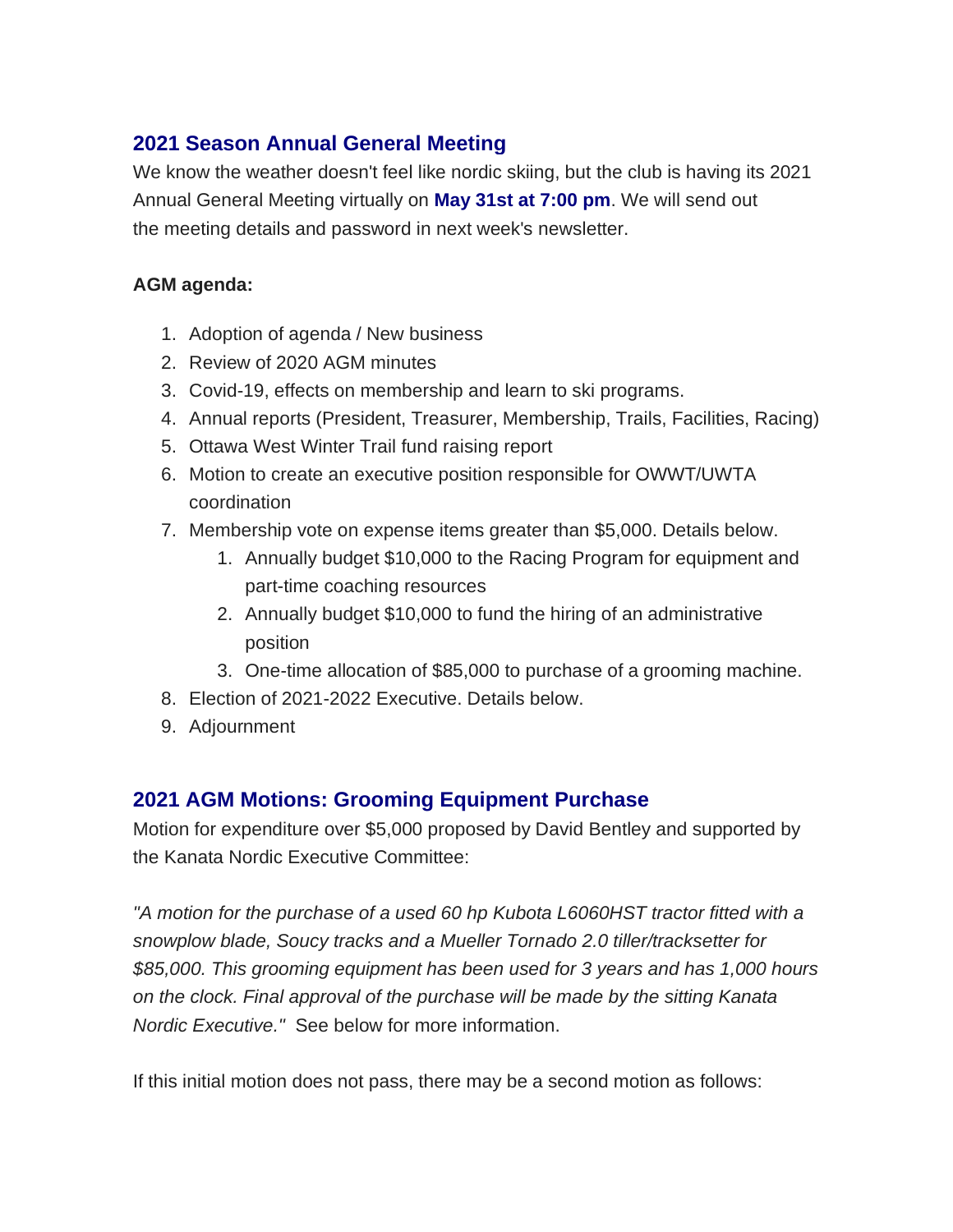## 2021 Season Annual General Meeting

We know the weather doesn't feel like nordic skiing, but the club is having its 2021 Annual General Meeting virtually on **May 31st at 7:00 pm**. We will send out the meeting details and password in next week's newsletter.

**AGM agenda:**

1. Adoption of agenda / New business
2. Review of 2020 AGM minutes
3. Covid-19, effects on membership and learn to ski programs.
4. Annual reports (President, Treasurer, Membership, Trails, Facilities, Racing)
5. Ottawa West Winter Trail fund raising report
6. Motion to create an executive position responsible for OWWT/UWTA coordination
7. Membership vote on expense items greater than $5,000. Details below.
   1. Annually budget $10,000 to the Racing Program for equipment and part-time coaching resources
   2. Annually budget $10,000 to fund the hiring of an administrative position
   3. One-time allocation of $85,000 to purchase of a grooming machine.
8. Election of 2021-2022 Executive. Details below.
9. Adjournment

## 2021 AGM Motions: Grooming Equipment Purchase

Motion for expenditure over $5,000 proposed by David Bentley and supported by the Kanata Nordic Executive Committee:

*"A motion for the purchase of a used 60 hp Kubota L6060HST tractor fitted with a snowplow blade, Soucy tracks and a Mueller Tornado 2.0 tiller/tracksetter for $85,000. This grooming equipment has been used for 3 years and has 1,000 hours on the clock. Final approval of the purchase will be made by the sitting Kanata Nordic Executive."* See below for more information.

If this initial motion does not pass, there may be a second motion as follows: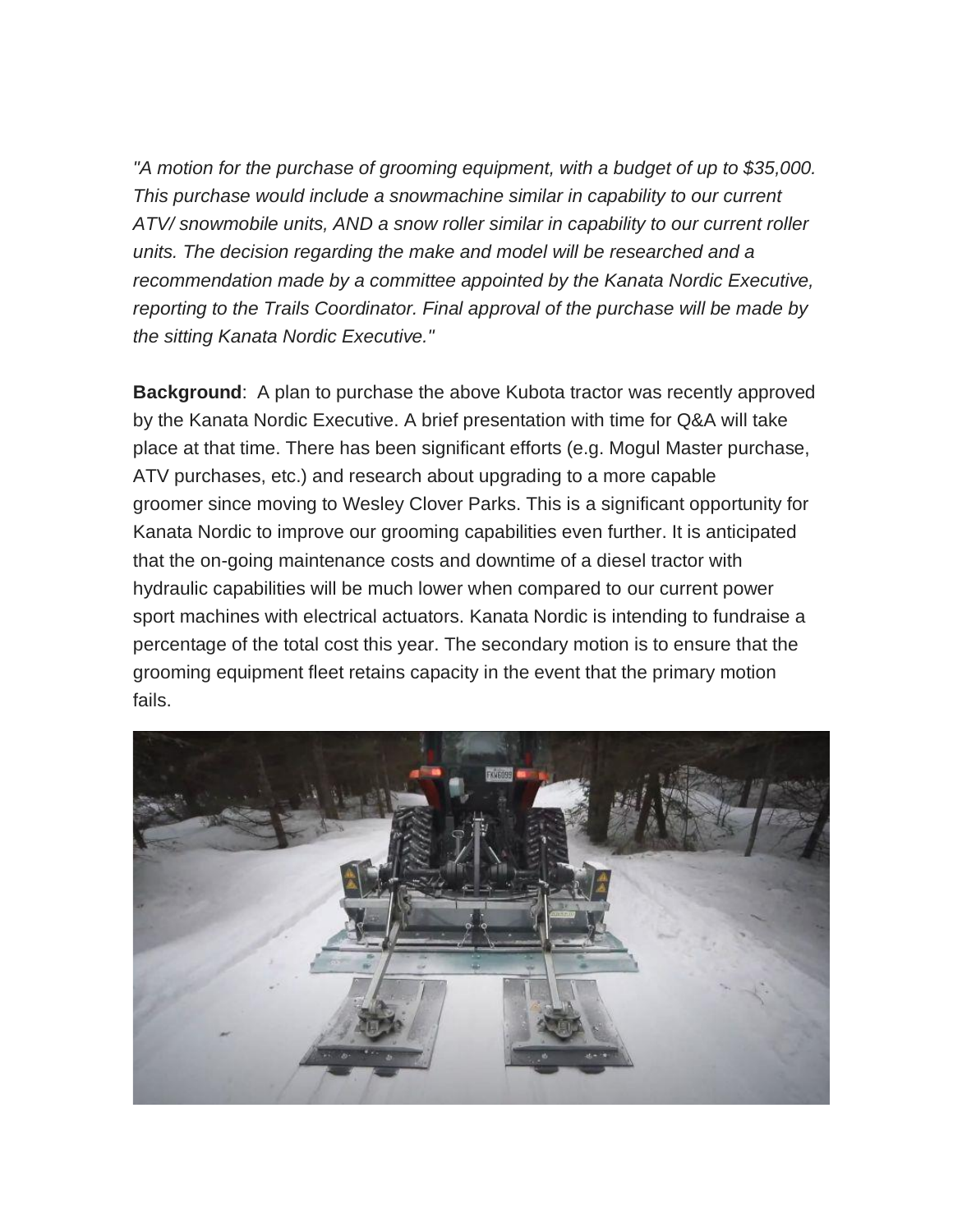*"A motion for the purchase of grooming equipment, with a budget of up to $35,000. This purchase would include a snowmachine similar in capability to our current ATV/ snowmobile units, AND a snow roller similar in capability to our current roller units. The decision regarding the make and model will be researched and a recommendation made by a committee appointed by the Kanata Nordic Executive, reporting to the Trails Coordinator. Final approval of the purchase will be made by the sitting Kanata Nordic Executive."*

**Background**: A plan to purchase the above Kubota tractor was recently approved by the Kanata Nordic Executive. A brief presentation with time for Q&A will take place at that time. There has been significant efforts (e.g. Mogul Master purchase, ATV purchases, etc.) and research about upgrading to a more capable groomer since moving to Wesley Clover Parks. This is a significant opportunity for Kanata Nordic to improve our grooming capabilities even further. It is anticipated that the on-going maintenance costs and downtime of a diesel tractor with hydraulic capabilities will be much lower when compared to our current power sport machines with electrical actuators. Kanata Nordic is intending to fundraise a percentage of the total cost this year. The secondary motion is to ensure that the grooming equipment fleet retains capacity in the event that the primary motion fails.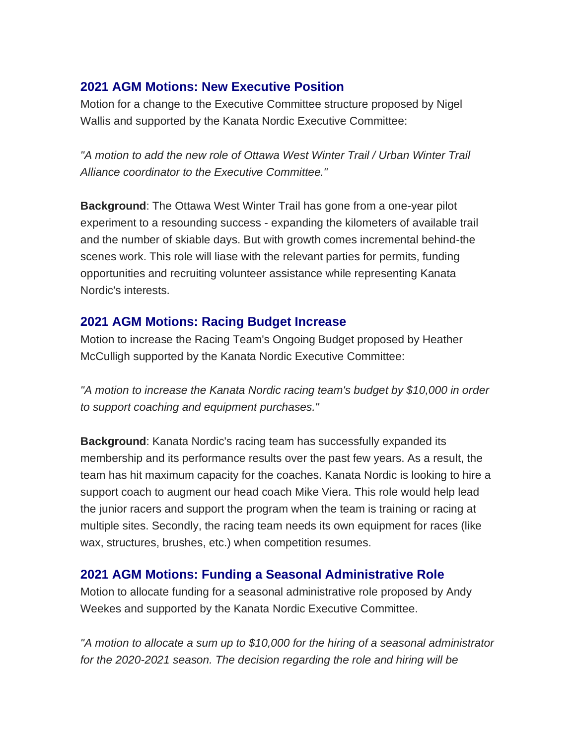## 2021 AGM Motions: New Executive Position

Motion for a change to the Executive Committee structure proposed by Nigel Wallis and supported by the Kanata Nordic Executive Committee:

*"A motion to add the new role of Ottawa West Winter Trail / Urban Winter Trail Alliance coordinator to the Executive Committee."*

**Background**: The Ottawa West Winter Trail has gone from a one-year pilot experiment to a resounding success - expanding the kilometers of available trail and the number of skiable days. But with growth comes incremental behind-the scenes work. This role will liase with the relevant parties for permits, funding opportunities and recruiting volunteer assistance while representing Kanata Nordic's interests.

## 2021 AGM Motions: Racing Budget Increase

Motion to increase the Racing Team's Ongoing Budget proposed by Heather McCulligh supported by the Kanata Nordic Executive Committee:

*"A motion to increase the Kanata Nordic racing team's budget by $10,000 in order to support coaching and equipment purchases."*

**Background**: Kanata Nordic's racing team has successfully expanded its membership and its performance results over the past few years. As a result, the team has hit maximum capacity for the coaches. Kanata Nordic is looking to hire a support coach to augment our head coach Mike Viera. This role would help lead the junior racers and support the program when the team is training or racing at multiple sites. Secondly, the racing team needs its own equipment for races (like wax, structures, brushes, etc.) when competition resumes.

## 2021 AGM Motions: Funding a Seasonal Administrative Role

Motion to allocate funding for a seasonal administrative role proposed by Andy Weekes and supported by the Kanata Nordic Executive Committee.

*"A motion to allocate a sum up to $10,000 for the hiring of a seasonal administrator for the 2020-2021 season. The decision regarding the role and hiring will be*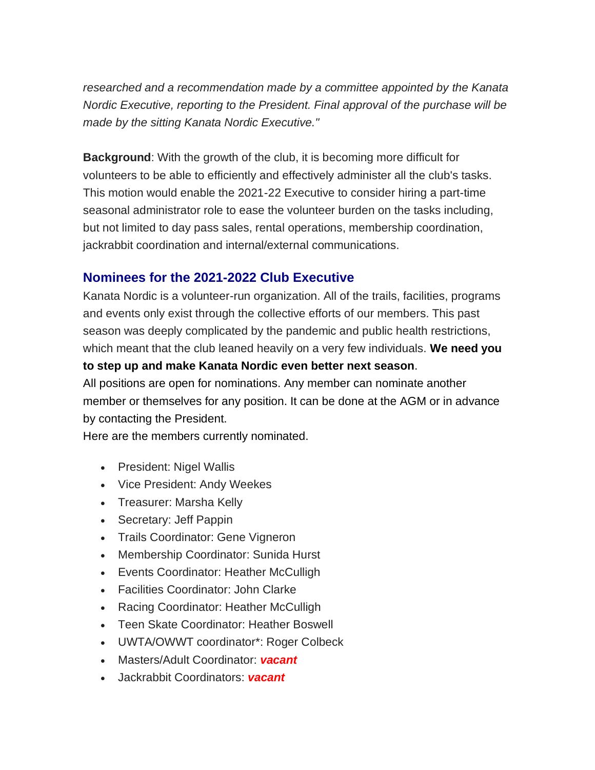*researched and a recommendation made by a committee appointed by the Kanata Nordic Executive, reporting to the President. Final approval of the purchase will be made by the sitting Kanata Nordic Executive."*

**Background**: With the growth of the club, it is becoming more difficult for volunteers to be able to efficiently and effectively administer all the club's tasks. This motion would enable the 2021-22 Executive to consider hiring a part-time seasonal administrator role to ease the volunteer burden on the tasks including, but not limited to day pass sales, rental operations, membership coordination, jackrabbit coordination and internal/external communications.

### Nominees for the 2021-2022 Club Executive

Kanata Nordic is a volunteer-run organization. All of the trails, facilities, programs and events only exist through the collective efforts of our members. This past season was deeply complicated by the pandemic and public health restrictions, which meant that the club leaned heavily on a very few individuals. **We need you to step up and make Kanata Nordic even better next season**.

All positions are open for nominations. Any member can nominate another member or themselves for any position. It can be done at the AGM or in advance by contacting the President.

Here are the members currently nominated.

- President: Nigel Wallis
- Vice President: Andy Weekes
- Treasurer: Marsha Kelly
- Secretary: Jeff Pappin
- Trails Coordinator: Gene Vigneron
- Membership Coordinator: Sunida Hurst
- Events Coordinator: Heather McCulligh
- Facilities Coordinator: John Clarke
- Racing Coordinator: Heather McCulligh
- Teen Skate Coordinator: Heather Boswell
- UWTA/OWWT coordinator*: Roger Colbeck
- Masters/Adult Coordinator: ***vacant***
- Jackrabbit Coordinators: ***vacant***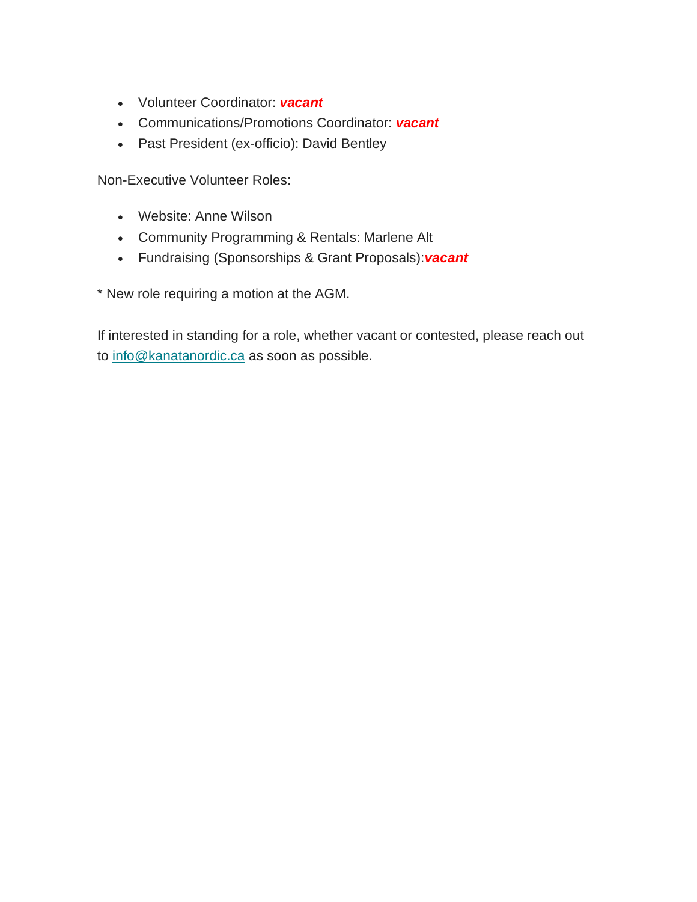- Volunteer Coordinator: ***vacant***
- Communications/Promotions Coordinator: ***vacant***
- Past President (ex-officio): David Bentley

Non-Executive Volunteer Roles:

- Website: Anne Wilson
- Community Programming & Rentals: Marlene Alt
- Fundraising (Sponsorships & Grant Proposals):***vacant***

* New role requiring a motion at the AGM.

If interested in standing for a role, whether vacant or contested, please reach out to [info@kanatanordic.ca](mailto:info@kanatanordic.ca) as soon as possible.